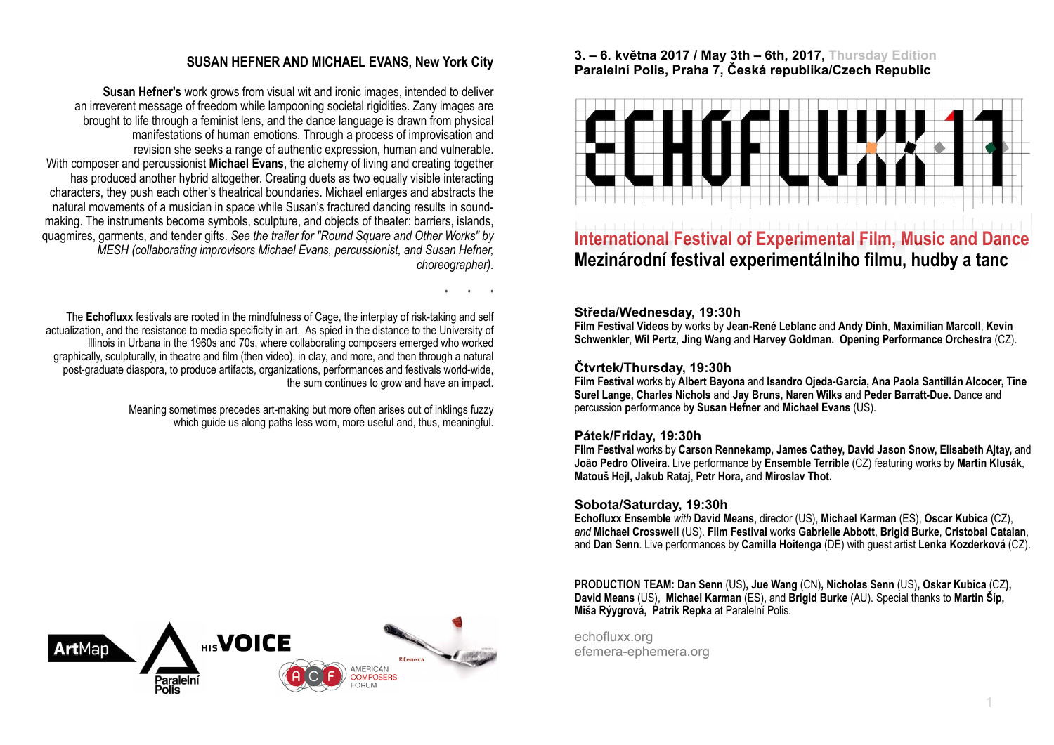## SUSAN HEFNER AND MICHAEL EVANS, New York City

**Susan Hefner's** work grows from visual wit and ironic images, intended to deliver an irreverent message of freedom while lampooning societal rigidities. Zany images are brought to life through a feminist lens, and the dance language is drawn from physical manifestations of human emotions. Through a process of improvisation and revision she seeks a range of authentic expression, human and vulnerable.
With composer and percussionist **Michael Evans**, the alchemy of living and creating together has produced another hybrid altogether. Creating duets as two equally visible interacting characters, they push each other's theatrical boundaries. Michael enlarges and abstracts the natural movements of a musician in space while Susan's fractured dancing results in sound-making. The instruments become symbols, sculpture, and objects of theater: barriers, islands, quagmires, garments, and tender gifts. *See the trailer for "Round Square and Other Works" by MESH (collaborating improvisors Michael Evans, percussionist, and Susan Hefner, choreographer).*

. . .

The **Echofluxx** festivals are rooted in the mindfulness of Cage, the interplay of risk-taking and self actualization, and the resistance to media specificity in art. As spied in the distance to the University of Illinois in Urbana in the 1960s and 70s, where collaborating composers emerged who worked graphically, sculpturally, in theatre and film (then video), in clay, and more, and then through a natural post-graduate diaspora, to produce artifacts, organizations, performances and festivals world-wide, the sum continues to grow and have an impact.

Meaning sometimes precedes art-making but more often arises out of inklings fuzzy which guide us along paths less worn, more useful and, thus, meaningful.

ArtMap · Paralelní Polis · HIS VOICE · ACF American Composers Forum · Efemera

**3. – 6. května 2017 / May 3th – 6th, 2017,** Thursday Edition
**Paralelní Polis, Praha 7, Česká republika/Czech Republic**

# ECHOFLUXX 17

## International Festival of Experimental Film, Music and Dance
## Mezinárodní festival experimentálniho filmu, hudby a tanc

### Středa/Wednesday, 19:30h
**Film Festival Videos** by works by **Jean-René Leblanc** and **Andy Dinh**, **Maximilian Marcoll**, **Kevin Schwenkler**, **Wil Pertz**, **Jing Wang** and **Harvey Goldman. Opening Performance Orchestra** (CZ).

### Čtvrtek/Thursday, 19:30h
**Film Festival** works by **Albert Bayona** and **Isandro Ojeda-García, Ana Paola Santillán Alcocer, Tine Surel Lange, Charles Nichols** and **Jay Bruns, Naren Wilks** and **Peder Barratt-Due.** Dance and percussion **p**erformance b**y Susan Hefner** and **Michael Evans** (US).

### Pátek/Friday, 19:30h
**Film Festival** works by **Carson Rennekamp, James Cathey, David Jason Snow, Elisabeth Ajtay,** and **João Pedro Oliveira.** Live performance by **Ensemble Terrible** (CZ) featuring works by **Martin Klusák**, **Matouš Hejl, Jakub Rataj**, **Petr Hora,** and **Miroslav Thot.**

### Sobota/Saturday, 19:30h
**Echofluxx Ensemble** *with* **David Means**, director (US), **Michael Karman** (ES), **Oscar Kubica** (CZ), *and* **Michael Crosswell** (US). **Film Festival** works **Gabrielle Abbott**, **Brigid Burke**, **Cristobal Catalan**, and **Dan Senn**. Live performances by **Camilla Hoitenga** (DE) with guest artist **Lenka Kozderková** (CZ).

**PRODUCTION TEAM: Dan Senn** (US)**, Jue Wang** (CN)**, Nicholas Senn** (US)**, Oskar Kubica** (CZ)**, David Means** (US), **Michael Karman** (ES), and **Brigid Burke** (AU). Special thanks to **Martin Šíp, Miša Rýygrová, Patrik Repka** at Paralelní Polis.

echofluxx.org
efemera-ephemera.org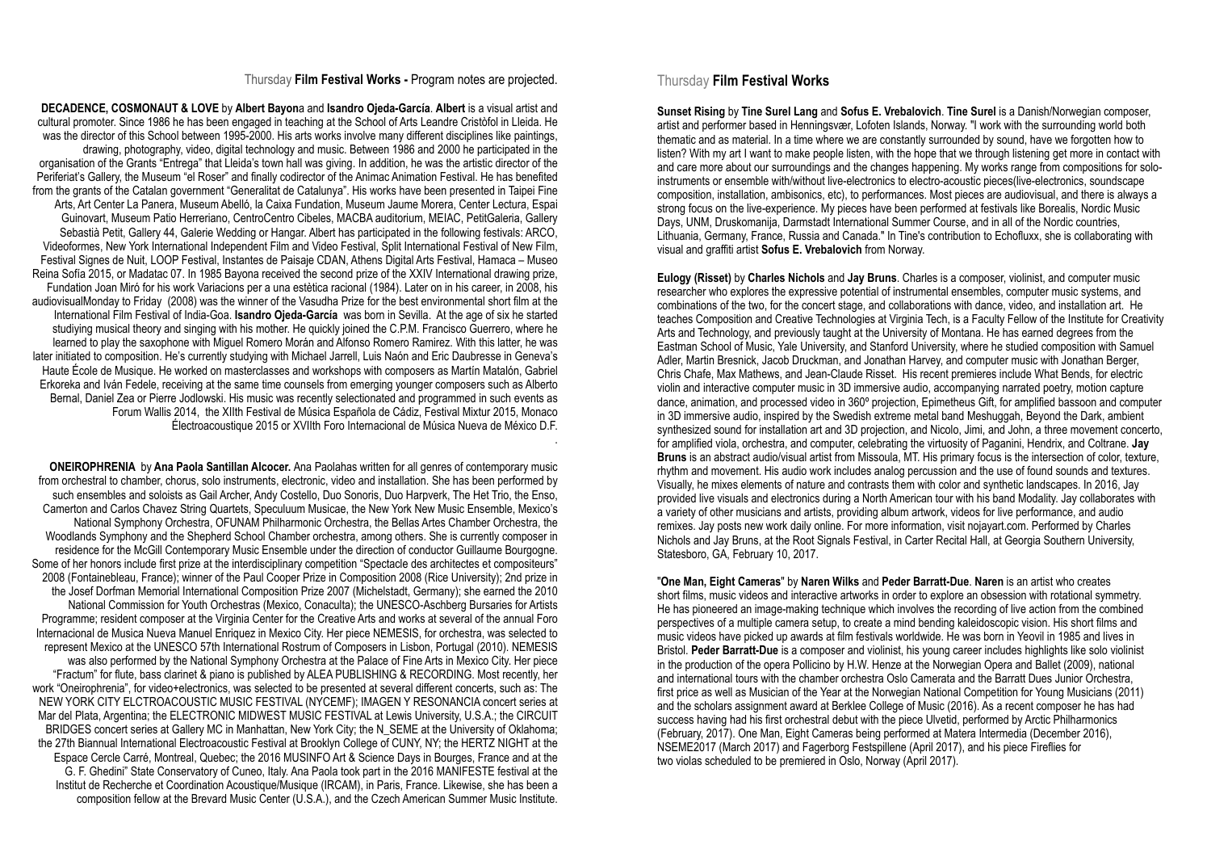## Thursday **Film Festival Works -** Program notes are projected.

**DECADENCE, COSMONAUT & LOVE** by **Albert Bayona** and **Isandro Ojeda-García**. **Albert** is a visual artist and cultural promoter. Since 1986 he has been engaged in teaching at the School of Arts Leandre Cristòfol in Lleida. He was the director of this School between 1995-2000. His arts works involve many different disciplines like paintings, drawing, photography, video, digital technology and music. Between 1986 and 2000 he participated in the organisation of the Grants "Entrega" that Lleida's town hall was giving. In addition, he was the artistic director of the Periferiat's Gallery, the Museum "el Roser" and finally codirector of the Animac Animation Festival. He has benefited from the grants of the Catalan government "Generalitat de Catalunya". His works have been presented in Taipei Fine Arts, Art Center La Panera, Museum Abelló, la Caixa Fundation, Museum Jaume Morera, Center Lectura, Espai Guinovart, Museum Patio Herreriano, CentroCentro Cibeles, MACBA auditorium, MEIAC, PetitGaleria, Gallery Sebastià Petit, Gallery 44, Galerie Wedding or Hangar. Albert has participated in the following festivals: ARCO, Videoformes, New York International Independent Film and Video Festival, Split International Festival of New Film, Festival Signes de Nuit, LOOP Festival, Instantes de Paisaje CDAN, Athens Digital Arts Festival, Hamaca – Museo Reina Sofía 2015, or Madatac 07. In 1985 Bayona received the second prize of the XXIV International drawing prize, Fundation Joan Miró for his work Variacions per a una estètica racional (1984). Later on in his career, in 2008, his audiovisualMonday to Friday (2008) was the winner of the Vasudha Prize for the best environmental short film at the International Film Festival of India-Goa. **Isandro Ojeda-García** was born in Sevilla. At the age of six he started studiying musical theory and singing with his mother. He quickly joined the C.P.M. Francisco Guerrero, where he learned to play the saxophone with Miguel Romero Morán and Alfonso Romero Ramirez. With this latter, he was later initiated to composition. He's currently studying with Michael Jarrell, Luis Naón and Eric Daubresse in Geneva's Haute École de Musique. He worked on masterclasses and workshops with composers as Martín Matalón, Gabriel Erkoreka and Iván Fedele, receiving at the same time counsels from emerging younger composers such as Alberto Bernal, Daniel Zea or Pierre Jodlowski. His music was recently selectionated and programmed in such events as Forum Wallis 2014, the XIIth Festival de Música Española de Cádiz, Festival Mixtur 2015, Monaco Électroacoustique 2015 or XVIIth Foro Internacional de Música Nueva de México D.F.

**ONEIROPHRENIA** by **Ana Paola Santillan Alcocer.** Ana Paolahas written for all genres of contemporary music from orchestral to chamber, chorus, solo instruments, electronic, video and installation. She has been performed by such ensembles and soloists as Gail Archer, Andy Costello, Duo Sonoris, Duo Harpverk, The Het Trio, the Enso, Camerton and Carlos Chavez String Quartets, Speculuum Musicae, the New York New Music Ensemble, Mexico's National Symphony Orchestra, OFUNAM Philharmonic Orchestra, the Bellas Artes Chamber Orchestra, the Woodlands Symphony and the Shepherd School Chamber orchestra, among others. She is currently composer in residence for the McGill Contemporary Music Ensemble under the direction of conductor Guillaume Bourgogne. Some of her honors include first prize at the interdisciplinary competition "Spectacle des architectes et compositeurs" 2008 (Fontainebleau, France); winner of the Paul Cooper Prize in Composition 2008 (Rice University); 2nd prize in the Josef Dorfman Memorial International Composition Prize 2007 (Michelstadt, Germany); she earned the 2010 National Commission for Youth Orchestras (Mexico, Conaculta); the UNESCO-Aschberg Bursaries for Artists Programme; resident composer at the Virginia Center for the Creative Arts and works at several of the annual Foro Internacional de Musica Nueva Manuel Enriquez in Mexico City. Her piece NEMESIS, for orchestra, was selected to represent Mexico at the UNESCO 57th International Rostrum of Composers in Lisbon, Portugal (2010). NEMESIS was also performed by the National Symphony Orchestra at the Palace of Fine Arts in Mexico City. Her piece "Fractum" for flute, bass clarinet & piano is published by ALEA PUBLISHING & RECORDING. Most recently, her work "Oneirophrenia", for video+electronics, was selected to be presented at several different concerts, such as: The NEW YORK CITY ELCTROACOUSTIC MUSIC FESTIVAL (NYCEMF); IMAGEN Y RESONANCIA concert series at Mar del Plata, Argentina; the ELECTRONIC MIDWEST MUSIC FESTIVAL at Lewis University, U.S.A.; the CIRCUIT BRIDGES concert series at Gallery MC in Manhattan, New York City; the N_SEME at the University of Oklahoma; the 27th Biannual International Electroacoustic Festival at Brooklyn College of CUNY, NY; the HERTZ NIGHT at the Espace Cercle Carré, Montreal, Quebec; the 2016 MUSINFO Art & Science Days in Bourges, France and at the G. F. Ghedini" State Conservatory of Cuneo, Italy. Ana Paola took part in the 2016 MANIFESTE festival at the Institut de Recherche et Coordination Acoustique/Musique (IRCAM), in Paris, France. Likewise, she has been a composition fellow at the Brevard Music Center (U.S.A.), and the Czech American Summer Music Institute.

## Thursday **Film Festival Works**

**Sunset Rising** by **Tine Surel Lang** and **Sofus E. Vrebalovich**. **Tine Surel** is a Danish/Norwegian composer, artist and performer based in Henningsvær, Lofoten Islands, Norway. "I work with the surrounding world both thematic and as material. In a time where we are constantly surrounded by sound, have we forgotten how to listen? With my art I want to make people listen, with the hope that we through listening get more in contact with and care more about our surroundings and the changes happening. My works range from compositions for solo-instruments or ensemble with/without live-electronics to electro-acoustic pieces(live-electronics, soundscape composition, installation, ambisonics, etc), to performances. Most pieces are audiovisual, and there is always a strong focus on the live-experience. My pieces have been performed at festivals like Borealis, Nordic Music Days, UNM, Druskomanija, Darmstadt International Summer Course, and in all of the Nordic countries, Lithuania, Germany, France, Russia and Canada." In Tine's contribution to Echofluxx, she is collaborating with visual and graffiti artist **Sofus E. Vrebalovich** from Norway.

**Eulogy (Risset)** by **Charles Nichols** and **Jay Bruns**. Charles is a composer, violinist, and computer music researcher who explores the expressive potential of instrumental ensembles, computer music systems, and combinations of the two, for the concert stage, and collaborations with dance, video, and installation art. He teaches Composition and Creative Technologies at Virginia Tech, is a Faculty Fellow of the Institute for Creativity Arts and Technology, and previously taught at the University of Montana. He has earned degrees from the Eastman School of Music, Yale University, and Stanford University, where he studied composition with Samuel Adler, Martin Bresnick, Jacob Druckman, and Jonathan Harvey, and computer music with Jonathan Berger, Chris Chafe, Max Mathews, and Jean-Claude Risset. His recent premieres include What Bends, for electric violin and interactive computer music in 3D immersive audio, accompanying narrated poetry, motion capture dance, animation, and processed video in 360º projection, Epimetheus Gift, for amplified bassoon and computer in 3D immersive audio, inspired by the Swedish extreme metal band Meshuggah, Beyond the Dark, ambient synthesized sound for installation art and 3D projection, and Nicolo, Jimi, and John, a three movement concerto, for amplified viola, orchestra, and computer, celebrating the virtuosity of Paganini, Hendrix, and Coltrane. **Jay Bruns** is an abstract audio/visual artist from Missoula, MT. His primary focus is the intersection of color, texture, rhythm and movement. His audio work includes analog percussion and the use of found sounds and textures. Visually, he mixes elements of nature and contrasts them with color and synthetic landscapes. In 2016, Jay provided live visuals and electronics during a North American tour with his band Modality. Jay collaborates with a variety of other musicians and artists, providing album artwork, videos for live performance, and audio remixes. Jay posts new work daily online. For more information, visit nojayart.com. Performed by Charles Nichols and Jay Bruns, at the Root Signals Festival, in Carter Recital Hall, at Georgia Southern University, Statesboro, GA, February 10, 2017.

"**One Man, Eight Cameras**" by **Naren Wilks** and **Peder Barratt-Due**. **Naren** is an artist who creates short films, music videos and interactive artworks in order to explore an obsession with rotational symmetry. He has pioneered an image-making technique which involves the recording of live action from the combined perspectives of a multiple camera setup, to create a mind bending kaleidoscopic vision. His short films and music videos have picked up awards at film festivals worldwide. He was born in Yeovil in 1985 and lives in Bristol. **Peder Barratt-Due** is a composer and violinist, his young career includes highlights like solo violinist in the production of the opera Pollicino by H.W. Henze at the Norwegian Opera and Ballet (2009), national and international tours with the chamber orchestra Oslo Camerata and the Barratt Dues Junior Orchestra, first price as well as Musician of the Year at the Norwegian National Competition for Young Musicians (2011) and the scholars assignment award at Berklee College of Music (2016). As a recent composer he has had success having had his first orchestral debut with the piece Ulvetid, performed by Arctic Philharmonics (February, 2017). One Man, Eight Cameras being performed at Matera Intermedia (December 2016), NSEME2017 (March 2017) and Fagerborg Festspillene (April 2017), and his piece Fireflies for two violas scheduled to be premiered in Oslo, Norway (April 2017).